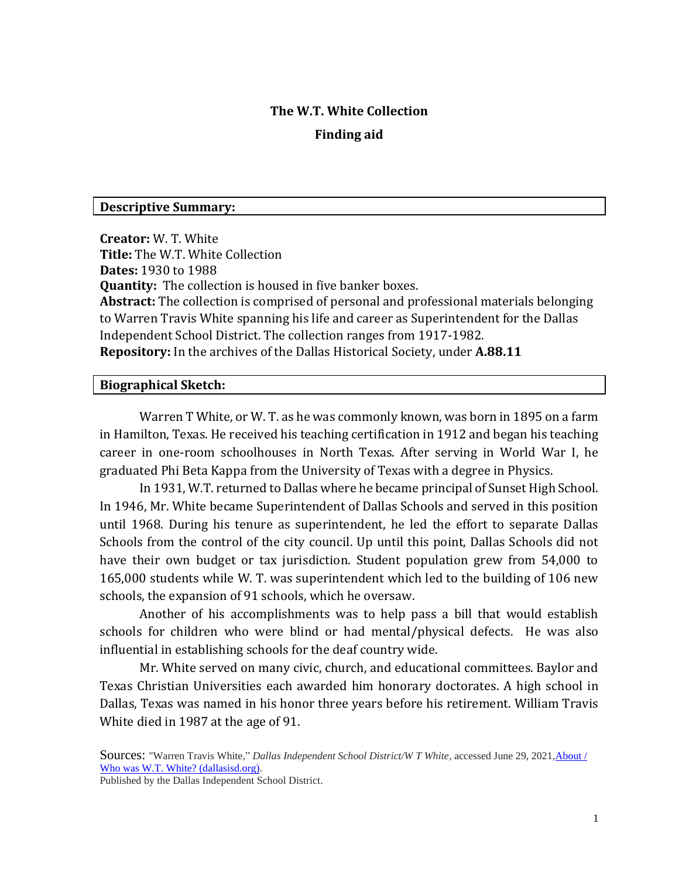# The W.T. White Collection

## Finding aid

## Descriptive Summary:

**Creator:** W. T. White
**Title:** The W.T. White Collection
**Dates:** 1930 to 1988
**Quantity:** The collection is housed in five banker boxes.
**Abstract:** The collection is comprised of personal and professional materials belonging to Warren Travis White spanning his life and career as Superintendent for the Dallas Independent School District. The collection ranges from 1917-1982.
**Repository:** In the archives of the Dallas Historical Society, under **A.88.11**

## Biographical Sketch:

Warren T White, or W. T. as he was commonly known, was born in 1895 on a farm in Hamilton, Texas. He received his teaching certification in 1912 and began his teaching career in one-room schoolhouses in North Texas. After serving in World War I, he graduated Phi Beta Kappa from the University of Texas with a degree in Physics.

In 1931, W.T. returned to Dallas where he became principal of Sunset High School. In 1946, Mr. White became Superintendent of Dallas Schools and served in this position until 1968. During his tenure as superintendent, he led the effort to separate Dallas Schools from the control of the city council. Up until this point, Dallas Schools did not have their own budget or tax jurisdiction. Student population grew from 54,000 to 165,000 students while W. T. was superintendent which led to the building of 106 new schools, the expansion of 91 schools, which he oversaw.

Another of his accomplishments was to help pass a bill that would establish schools for children who were blind or had mental/physical defects. He was also influential in establishing schools for the deaf country wide.

Mr. White served on many civic, church, and educational committees. Baylor and Texas Christian Universities each awarded him honorary doctorates. A high school in Dallas, Texas was named in his honor three years before his retirement. William Travis White died in 1987 at the age of 91.

Sources: "Warren Travis White," *Dallas Independent School District/W T White*, accessed June 29, 2021, About / Who was W.T. White? (dallasisd.org).
Published by the Dallas Independent School District.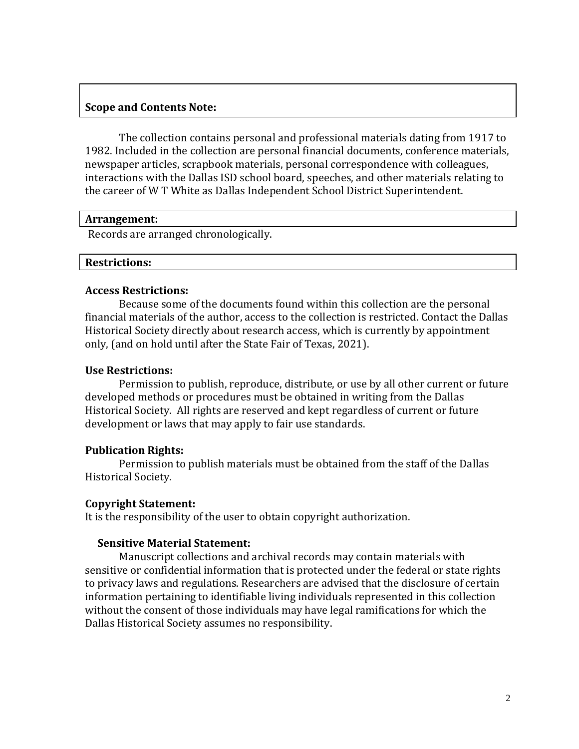## Scope and Contents Note:

The collection contains personal and professional materials dating from 1917 to 1982. Included in the collection are personal financial documents, conference materials, newspaper articles, scrapbook materials, personal correspondence with colleagues, interactions with the Dallas ISD school board, speeches, and other materials relating to the career of W T White as Dallas Independent School District Superintendent.

## Arrangement:

Records are arranged chronologically.

## Restrictions:

### Access Restrictions:

Because some of the documents found within this collection are the personal financial materials of the author, access to the collection is restricted. Contact the Dallas Historical Society directly about research access, which is currently by appointment only, (and on hold until after the State Fair of Texas, 2021).

### Use Restrictions:

Permission to publish, reproduce, distribute, or use by all other current or future developed methods or procedures must be obtained in writing from the Dallas Historical Society. All rights are reserved and kept regardless of current or future development or laws that may apply to fair use standards.

### Publication Rights:

Permission to publish materials must be obtained from the staff of the Dallas Historical Society.

### Copyright Statement:

It is the responsibility of the user to obtain copyright authorization.

### Sensitive Material Statement:

Manuscript collections and archival records may contain materials with sensitive or confidential information that is protected under the federal or state rights to privacy laws and regulations. Researchers are advised that the disclosure of certain information pertaining to identifiable living individuals represented in this collection without the consent of those individuals may have legal ramifications for which the Dallas Historical Society assumes no responsibility.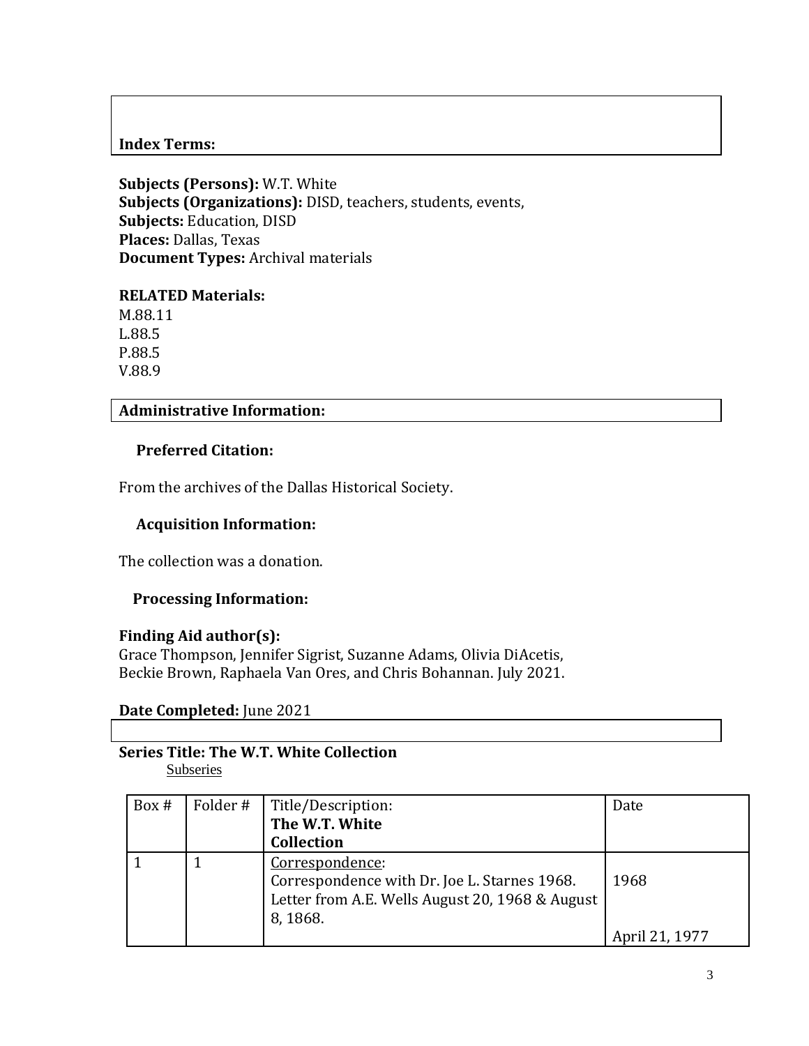**Index Terms:**

**Subjects (Persons):** W.T. White
**Subjects (Organizations):** DISD, teachers, students, events,
**Subjects:** Education, DISD
**Places:** Dallas, Texas
**Document Types:** Archival materials

**RELATED Materials:**
M.88.11
L.88.5
P.88.5
V.88.9

**Administrative Information:**

**Preferred Citation:**

From the archives of the Dallas Historical Society.

**Acquisition Information:**

The collection was a donation.

**Processing Information:**

**Finding Aid author(s):**
Grace Thompson, Jennifer Sigrist, Suzanne Adams, Olivia DiAcetis, Beckie Brown, Raphaela Van Ores, and Chris Bohannan. July 2021.

**Date Completed:** June 2021

**Series Title: The W.T. White Collection**
Subseries

| Box # | Folder # | Title/Description: **The W.T. White Collection** | Date |
|---|---|---|---|
| 1 | 1 | Correspondence:<br>Correspondence with Dr. Joe L. Starnes 1968.<br>Letter from A.E. Wells August 20, 1968 & August 8, 1868. | 1968<br><br>April 21, 1977 |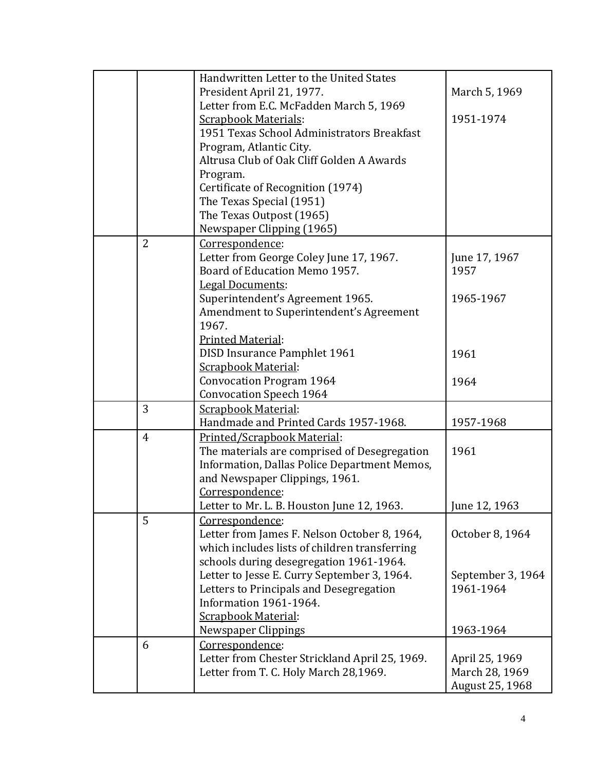| | | | |
|---|---|---|---|
| | | Handwritten Letter to the United States President April 21, 1977.<br>Letter from E.C. McFadden March 5, 1969<br><u>Scrapbook Materials</u>:<br>1951 Texas School Administrators Breakfast Program, Atlantic City.<br>Altrusa Club of Oak Cliff Golden A Awards Program.<br>Certificate of Recognition (1974)<br>The Texas Special (1951)<br>The Texas Outpost (1965)<br>Newspaper Clipping (1965) | March 5, 1969<br><br>1951-1974 |
| | 2 | <u>Correspondence</u>:<br>Letter from George Coley June 17, 1967.<br>Board of Education Memo 1957.<br><u>Legal Documents</u>:<br>Superintendent's Agreement 1965.<br>Amendment to Superintendent's Agreement 1967.<br><u>Printed Material</u>:<br>DISD Insurance Pamphlet 1961<br><u>Scrapbook Material</u>:<br>Convocation Program 1964<br>Convocation Speech 1964 | June 17, 1967<br>1957<br><br>1965-1967<br><br><br>1961<br><br>1964 |
| | 3 | <u>Scrapbook Material</u>:<br>Handmade and Printed Cards 1957-1968. | 1957-1968 |
| | 4 | <u>Printed/Scrapbook Material</u>:<br>The materials are comprised of Desegregation Information, Dallas Police Department Memos, and Newspaper Clippings, 1961.<br><u>Correspondence</u>:<br>Letter to Mr. L. B. Houston June 12, 1963. | 1961<br><br><br><br>June 12, 1963 |
| | 5 | <u>Correspondence</u>:<br>Letter from James F. Nelson October 8, 1964, which includes lists of children transferring schools during desegregation 1961-1964.<br>Letter to Jesse E. Curry September 3, 1964.<br>Letters to Principals and Desegregation Information 1961-1964.<br><u>Scrapbook Material</u>:<br>Newspaper Clippings | October 8, 1964<br><br><br>September 3, 1964<br>1961-1964<br><br><br>1963-1964 |
| | 6 | <u>Correspondence</u>:<br>Letter from Chester Strickland April 25, 1969.<br>Letter from T. C. Holy March 28,1969. | April 25, 1969<br>March 28, 1969<br>August 25, 1968 |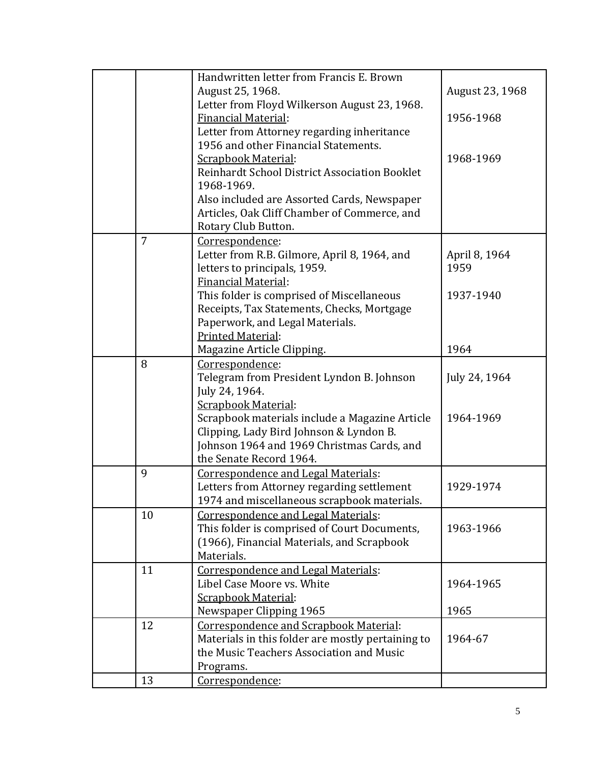| | | | |
|---|---|---|---|
| | | Handwritten letter from Francis E. Brown August 25, 1968.<br>Letter from Floyd Wilkerson August 23, 1968.<br><u>Financial Material</u>:<br>Letter from Attorney regarding inheritance 1956 and other Financial Statements.<br><u>Scrapbook Material</u>:<br>Reinhardt School District Association Booklet 1968-1969.<br>Also included are Assorted Cards, Newspaper Articles, Oak Cliff Chamber of Commerce, and Rotary Club Button. | August 23, 1968<br><br>1956-1968<br><br><br>1968-1969 |
| | 7 | <u>Correspondence</u>:<br>Letter from R.B. Gilmore, April 8, 1964, and letters to principals, 1959.<br><u>Financial Material</u>:<br>This folder is comprised of Miscellaneous Receipts, Tax Statements, Checks, Mortgage Paperwork, and Legal Materials.<br><u>Printed Material</u>:<br>Magazine Article Clipping. | April 8, 1964<br>1959<br><br>1937-1940<br><br><br>1964 |
| | 8 | <u>Correspondence</u>:<br>Telegram from President Lyndon B. Johnson July 24, 1964.<br><u>Scrapbook Material</u>:<br>Scrapbook materials include a Magazine Article Clipping, Lady Bird Johnson & Lyndon B. Johnson 1964 and 1969 Christmas Cards, and the Senate Record 1964. | July 24, 1964<br><br><br>1964-1969 |
| | 9 | <u>Correspondence and Legal Materials</u>:<br>Letters from Attorney regarding settlement 1974 and miscellaneous scrapbook materials. | 1929-1974 |
| | 10 | <u>Correspondence and Legal Materials</u>:<br>This folder is comprised of Court Documents, (1966), Financial Materials, and Scrapbook Materials. | 1963-1966 |
| | 11 | <u>Correspondence and Legal Materials</u>:<br>Libel Case Moore vs. White<br><u>Scrapbook Material</u>:<br>Newspaper Clipping 1965 | 1964-1965<br><br>1965 |
| | 12 | <u>Correspondence and Scrapbook Material</u>:<br>Materials in this folder are mostly pertaining to the Music Teachers Association and Music Programs. | 1964-67 |
| | 13 | <u>Correspondence</u>: | |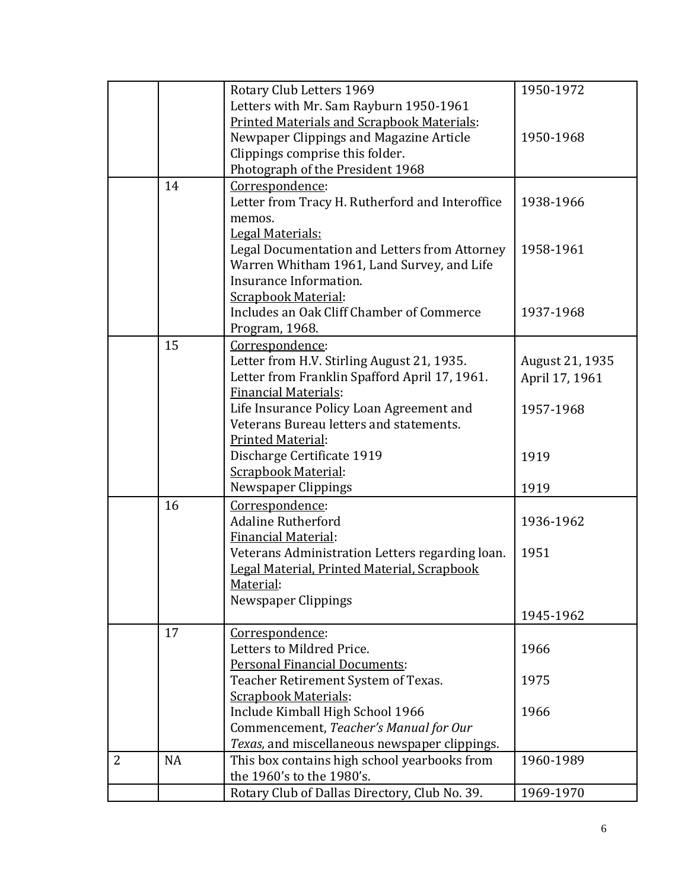| | | | |
|---|---|---|---|
| | | Rotary Club Letters 1969<br>Letters with Mr. Sam Rayburn 1950-1961<br><u>Printed Materials and Scrapbook Materials</u>:<br>Newpaper Clippings and Magazine Article Clippings comprise this folder.<br>Photograph of the President 1968 | 1950-1972<br><br><br>1950-1968 |
| | 14 | <u>Correspondence</u>:<br>Letter from Tracy H. Rutherford and Interoffice memos.<br><u>Legal Materials:</u><br>Legal Documentation and Letters from Attorney Warren Whitham 1961, Land Survey, and Life Insurance Information.<br><u>Scrapbook Material</u>:<br>Includes an Oak Cliff Chamber of Commerce Program, 1968. | 1938-1966<br><br>1958-1961<br><br>1937-1968 |
| | 15 | <u>Correspondence</u>:<br>Letter from H.V. Stirling August 21, 1935.<br>Letter from Franklin Spafford April 17, 1961.<br><u>Financial Materials</u>:<br>Life Insurance Policy Loan Agreement and Veterans Bureau letters and statements.<br><u>Printed Material</u>:<br>Discharge Certificate 1919<br><u>Scrapbook Material</u>:<br>Newspaper Clippings | August 21, 1935<br>April 17, 1961<br><br>1957-1968<br><br>1919<br><br>1919 |
| | 16 | <u>Correspondence</u>:<br>Adaline Rutherford<br><u>Financial Material</u>:<br>Veterans Administration Letters regarding loan.<br><u>Legal Material, Printed Material, Scrapbook Material</u>:<br>Newspaper Clippings | 1936-1962<br><br>1951<br><br><br>1945-1962 |
| | 17 | <u>Correspondence</u>:<br>Letters to Mildred Price.<br><u>Personal Financial Documents</u>:<br>Teacher Retirement System of Texas.<br><u>Scrapbook Materials</u>:<br>Include Kimball High School 1966 Commencement, *Teacher's Manual for Our Texas,* and miscellaneous newspaper clippings. | 1966<br><br>1975<br><br>1966 |
| 2 | NA | This box contains high school yearbooks from the 1960's to the 1980's. | 1960-1989 |
| | | Rotary Club of Dallas Directory, Club No. 39. | 1969-1970 |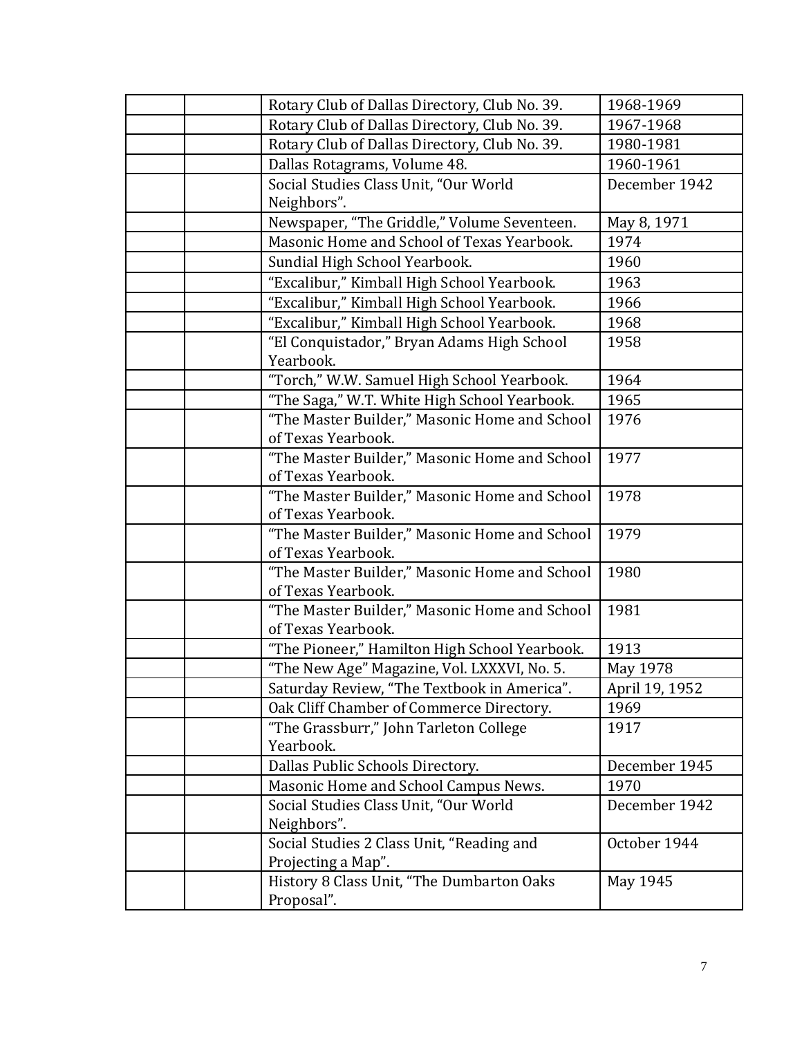| | | | |
|---|---|---|---|
| | | Rotary Club of Dallas Directory, Club No. 39. | 1968-1969 |
| | | Rotary Club of Dallas Directory, Club No. 39. | 1967-1968 |
| | | Rotary Club of Dallas Directory, Club No. 39. | 1980-1981 |
| | | Dallas Rotagrams, Volume 48. | 1960-1961 |
| | | Social Studies Class Unit, "Our World Neighbors". | December 1942 |
| | | Newspaper, "The Griddle," Volume Seventeen. | May 8, 1971 |
| | | Masonic Home and School of Texas Yearbook. | 1974 |
| | | Sundial High School Yearbook. | 1960 |
| | | "Excalibur," Kimball High School Yearbook. | 1963 |
| | | "Excalibur," Kimball High School Yearbook. | 1966 |
| | | "Excalibur," Kimball High School Yearbook. | 1968 |
| | | "El Conquistador," Bryan Adams High School Yearbook. | 1958 |
| | | "Torch," W.W. Samuel High School Yearbook. | 1964 |
| | | "The Saga," W.T. White High School Yearbook. | 1965 |
| | | "The Master Builder," Masonic Home and School of Texas Yearbook. | 1976 |
| | | "The Master Builder," Masonic Home and School of Texas Yearbook. | 1977 |
| | | "The Master Builder," Masonic Home and School of Texas Yearbook. | 1978 |
| | | "The Master Builder," Masonic Home and School of Texas Yearbook. | 1979 |
| | | "The Master Builder," Masonic Home and School of Texas Yearbook. | 1980 |
| | | "The Master Builder," Masonic Home and School of Texas Yearbook. | 1981 |
| | | "The Pioneer," Hamilton High School Yearbook. | 1913 |
| | | "The New Age" Magazine, Vol. LXXXVI, No. 5. | May 1978 |
| | | Saturday Review, "The Textbook in America". | April 19, 1952 |
| | | Oak Cliff Chamber of Commerce Directory. | 1969 |
| | | "The Grassburr," John Tarleton College Yearbook. | 1917 |
| | | Dallas Public Schools Directory. | December 1945 |
| | | Masonic Home and School Campus News. | 1970 |
| | | Social Studies Class Unit, "Our World Neighbors". | December 1942 |
| | | Social Studies 2 Class Unit, "Reading and Projecting a Map". | October 1944 |
| | | History 8 Class Unit, "The Dumbarton Oaks Proposal". | May 1945 |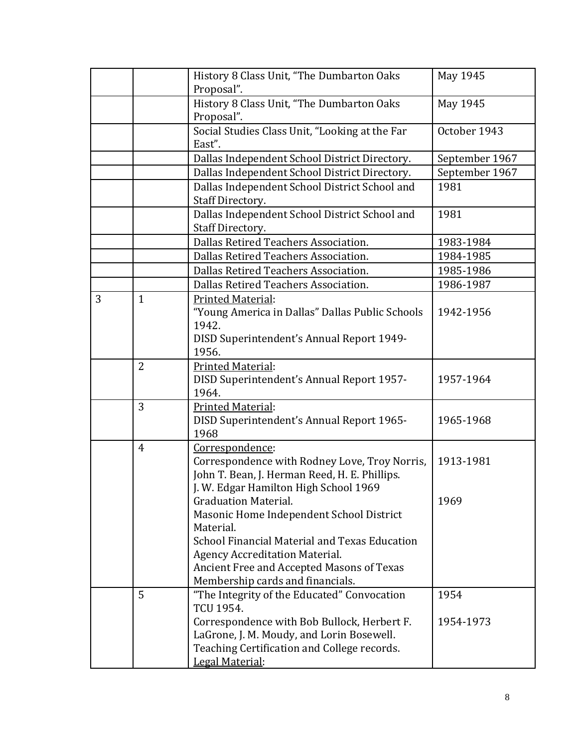| | | | |
|---|---|---|---|
| | | History 8 Class Unit, "The Dumbarton Oaks Proposal". | May 1945 |
| | | History 8 Class Unit, "The Dumbarton Oaks Proposal". | May 1945 |
| | | Social Studies Class Unit, "Looking at the Far East". | October 1943 |
| | | Dallas Independent School District Directory. | September 1967 |
| | | Dallas Independent School District Directory. | September 1967 |
| | | Dallas Independent School District School and Staff Directory. | 1981 |
| | | Dallas Independent School District School and Staff Directory. | 1981 |
| | | Dallas Retired Teachers Association. | 1983-1984 |
| | | Dallas Retired Teachers Association. | 1984-1985 |
| | | Dallas Retired Teachers Association. | 1985-1986 |
| | | Dallas Retired Teachers Association. | 1986-1987 |
| 3 | 1 | <u>Printed Material</u>:<br>"Young America in Dallas" Dallas Public Schools 1942.<br>DISD Superintendent's Annual Report 1949-1956. | 1942-1956 |
| | 2 | <u>Printed Material</u>:<br>DISD Superintendent's Annual Report 1957-1964. | 1957-1964 |
| | 3 | <u>Printed Material</u>:<br>DISD Superintendent's Annual Report 1965-1968 | 1965-1968 |
| | 4 | <u>Correspondence</u>:<br>Correspondence with Rodney Love, Troy Norris, John T. Bean, J. Herman Reed, H. E. Phillips.<br>J. W. Edgar Hamilton High School 1969 Graduation Material.<br>Masonic Home Independent School District Material.<br>School Financial Material and Texas Education Agency Accreditation Material.<br>Ancient Free and Accepted Masons of Texas Membership cards and financials. | 1913-1981<br><br>1969 |
| | 5 | "The Integrity of the Educated" Convocation TCU 1954.<br>Correspondence with Bob Bullock, Herbert F. LaGrone, J. M. Moudy, and Lorin Bosewell.<br>Teaching Certification and College records.<br><u>Legal Material</u>: | 1954<br><br>1954-1973 |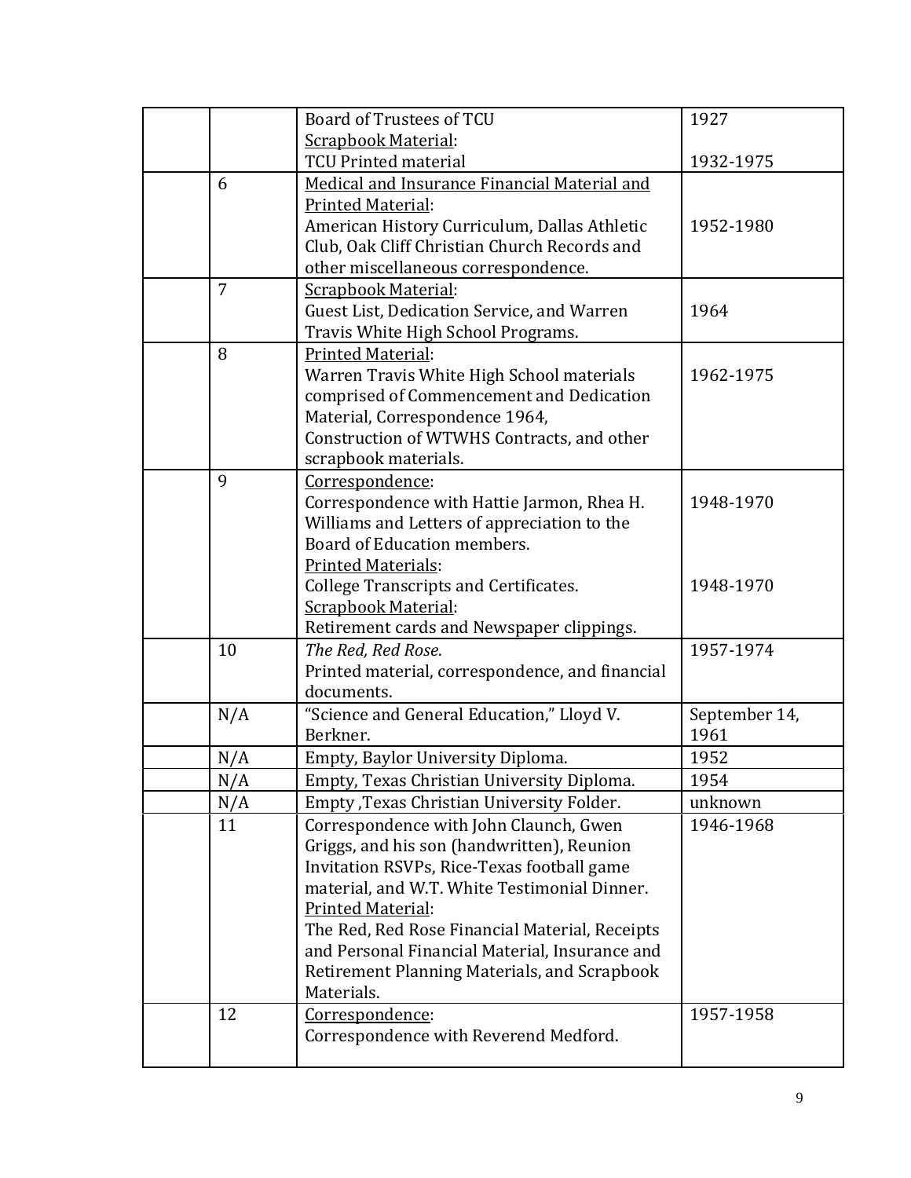| | | | |
|---|---|---|---|
| | | Board of Trustees of TCU<br><u>Scrapbook Material</u>:<br>TCU Printed material | 1927<br><br>1932-1975 |
| | 6 | <u>Medical and Insurance Financial Material and Printed Material</u>:<br>American History Curriculum, Dallas Athletic Club, Oak Cliff Christian Church Records and other miscellaneous correspondence. | 1952-1980 |
| | 7 | <u>Scrapbook Material</u>:<br>Guest List, Dedication Service, and Warren Travis White High School Programs. | 1964 |
| | 8 | <u>Printed Material</u>:<br>Warren Travis White High School materials comprised of Commencement and Dedication Material, Correspondence 1964, Construction of WTWHS Contracts, and other scrapbook materials. | 1962-1975 |
| | 9 | <u>Correspondence</u>:<br>Correspondence with Hattie Jarmon, Rhea H. Williams and Letters of appreciation to the Board of Education members.<br><u>Printed Materials</u>:<br>College Transcripts and Certificates.<br><u>Scrapbook Material</u>:<br>Retirement cards and Newspaper clippings. | 1948-1970<br><br><br><br>1948-1970 |
| | 10 | *The Red, Red Rose*.<br>Printed material, correspondence, and financial documents. | 1957-1974 |
| | N/A | "Science and General Education," Lloyd V. Berkner. | September 14, 1961 |
| | N/A | Empty, Baylor University Diploma. | 1952 |
| | N/A | Empty, Texas Christian University Diploma. | 1954 |
| | N/A | Empty ,Texas Christian University Folder. | unknown |
| | 11 | Correspondence with John Claunch, Gwen Griggs, and his son (handwritten), Reunion Invitation RSVPs, Rice-Texas football game material, and W.T. White Testimonial Dinner.<br><u>Printed Material</u>:<br>The Red, Red Rose Financial Material, Receipts and Personal Financial Material, Insurance and Retirement Planning Materials, and Scrapbook Materials. | 1946-1968 |
| | 12 | <u>Correspondence</u>:<br>Correspondence with Reverend Medford. | 1957-1958 |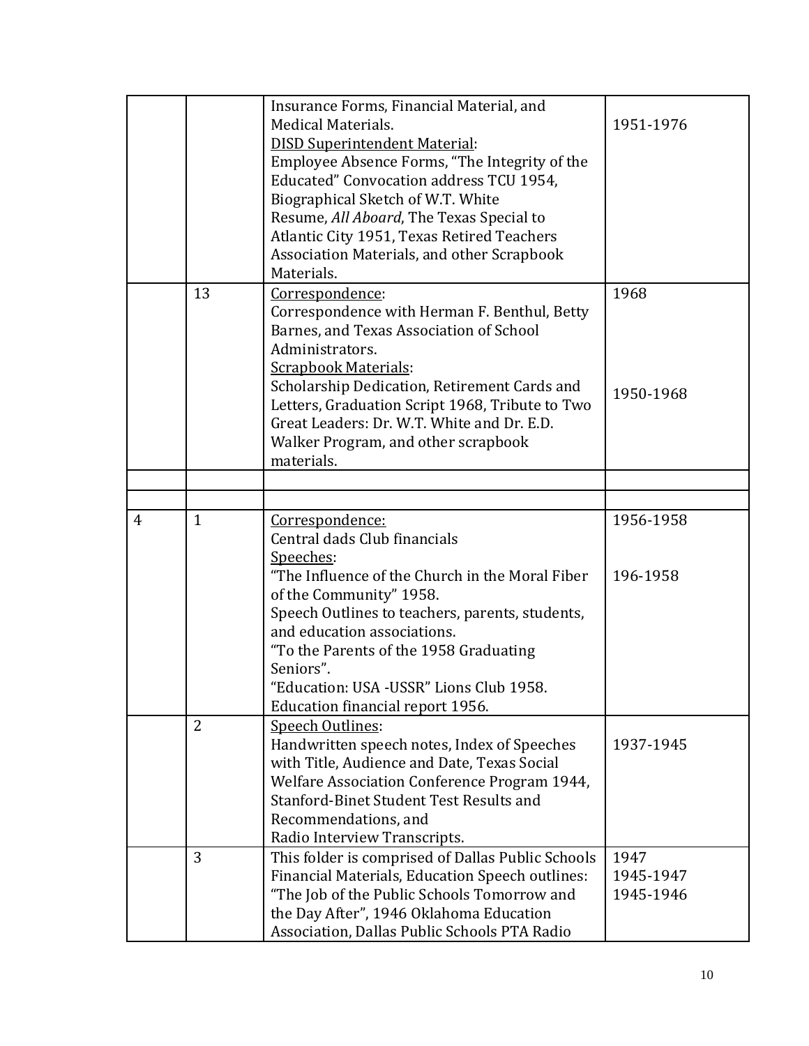| | | | |
|---|---|---|---|
| | | Insurance Forms, Financial Material, and Medical Materials.<br>DISD Superintendent Material:<br>Employee Absence Forms, "The Integrity of the Educated" Convocation address TCU 1954, Biographical Sketch of W.T. White Resume, *All Aboard*, The Texas Special to Atlantic City 1951, Texas Retired Teachers Association Materials, and other Scrapbook Materials. | 1951-1976 |
| | 13 | Correspondence:<br>Correspondence with Herman F. Benthul, Betty Barnes, and Texas Association of School Administrators.<br>Scrapbook Materials:<br>Scholarship Dedication, Retirement Cards and Letters, Graduation Script 1968, Tribute to Two Great Leaders: Dr. W.T. White and Dr. E.D. Walker Program, and other scrapbook materials. | 1968<br><br><br><br>1950-1968 |
| | | | |
| | | | |
| 4 | 1 | Correspondence:<br>Central dads Club financials<br>Speeches:<br>"The Influence of the Church in the Moral Fiber of the Community" 1958.<br>Speech Outlines to teachers, parents, students, and education associations.<br>"To the Parents of the 1958 Graduating Seniors".<br>"Education: USA -USSR" Lions Club 1958.<br>Education financial report 1956. | 1956-1958<br><br>196-1958 |
| | 2 | Speech Outlines:<br>Handwritten speech notes, Index of Speeches with Title, Audience and Date, Texas Social Welfare Association Conference Program 1944, Stanford-Binet Student Test Results and Recommendations, and<br>Radio Interview Transcripts. | 1937-1945 |
| | 3 | This folder is comprised of Dallas Public Schools Financial Materials, Education Speech outlines: "The Job of the Public Schools Tomorrow and the Day After", 1946 Oklahoma Education Association, Dallas Public Schools PTA Radio | 1947<br>1945-1947<br>1945-1946 |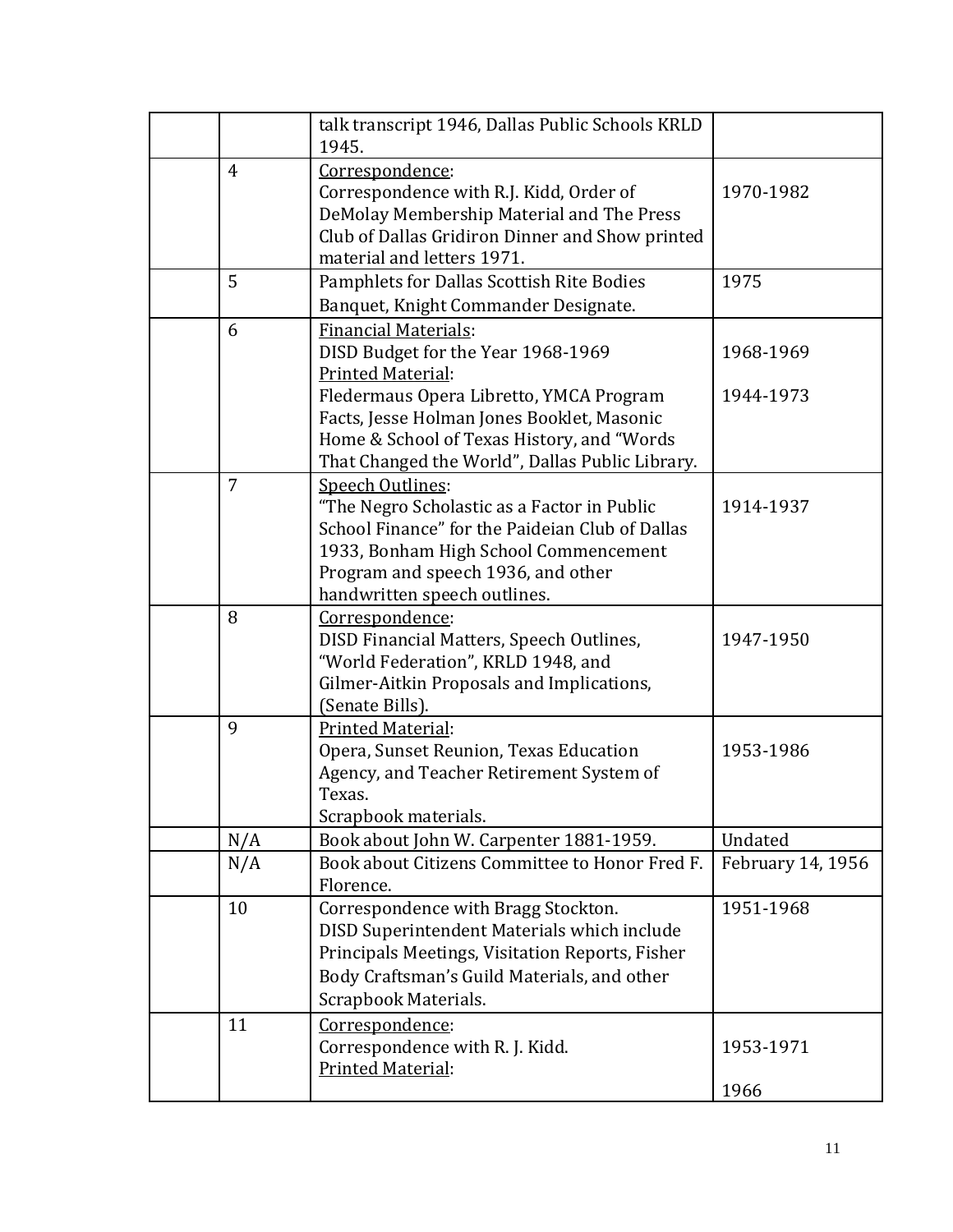|  |  |  |  |
|---|---|---|---|
|  |  | talk transcript 1946, Dallas Public Schools KRLD 1945. |  |
|  | 4 | Correspondence:<br>Correspondence with R.J. Kidd, Order of DeMolay Membership Material and The Press Club of Dallas Gridiron Dinner and Show printed material and letters 1971. | 1970-1982 |
|  | 5 | Pamphlets for Dallas Scottish Rite Bodies Banquet, Knight Commander Designate. | 1975 |
|  | 6 | Financial Materials:<br>DISD Budget for the Year 1968-1969<br>Printed Material:<br>Fledermaus Opera Libretto, YMCA Program Facts, Jesse Holman Jones Booklet, Masonic Home & School of Texas History, and “Words That Changed the World”, Dallas Public Library. | 1968-1969<br><br>1944-1973 |
|  | 7 | Speech Outlines:<br>“The Negro Scholastic as a Factor in Public School Finance” for the Paideian Club of Dallas 1933, Bonham High School Commencement Program and speech 1936, and other handwritten speech outlines. | 1914-1937 |
|  | 8 | Correspondence:<br>DISD Financial Matters, Speech Outlines, “World Federation”, KRLD 1948, and Gilmer-Aitkin Proposals and Implications, (Senate Bills). | 1947-1950 |
|  | 9 | Printed Material:<br>Opera, Sunset Reunion, Texas Education Agency, and Teacher Retirement System of Texas.<br>Scrapbook materials. | 1953-1986 |
|  | N/A | Book about John W. Carpenter 1881-1959. | Undated |
|  | N/A | Book about Citizens Committee to Honor Fred F. Florence. | February 14, 1956 |
|  | 10 | Correspondence with Bragg Stockton.<br>DISD Superintendent Materials which include Principals Meetings, Visitation Reports, Fisher Body Craftsman’s Guild Materials, and other Scrapbook Materials. | 1951-1968 |
|  | 11 | Correspondence:<br>Correspondence with R. J. Kidd.<br>Printed Material: | 1953-1971<br><br>1966 |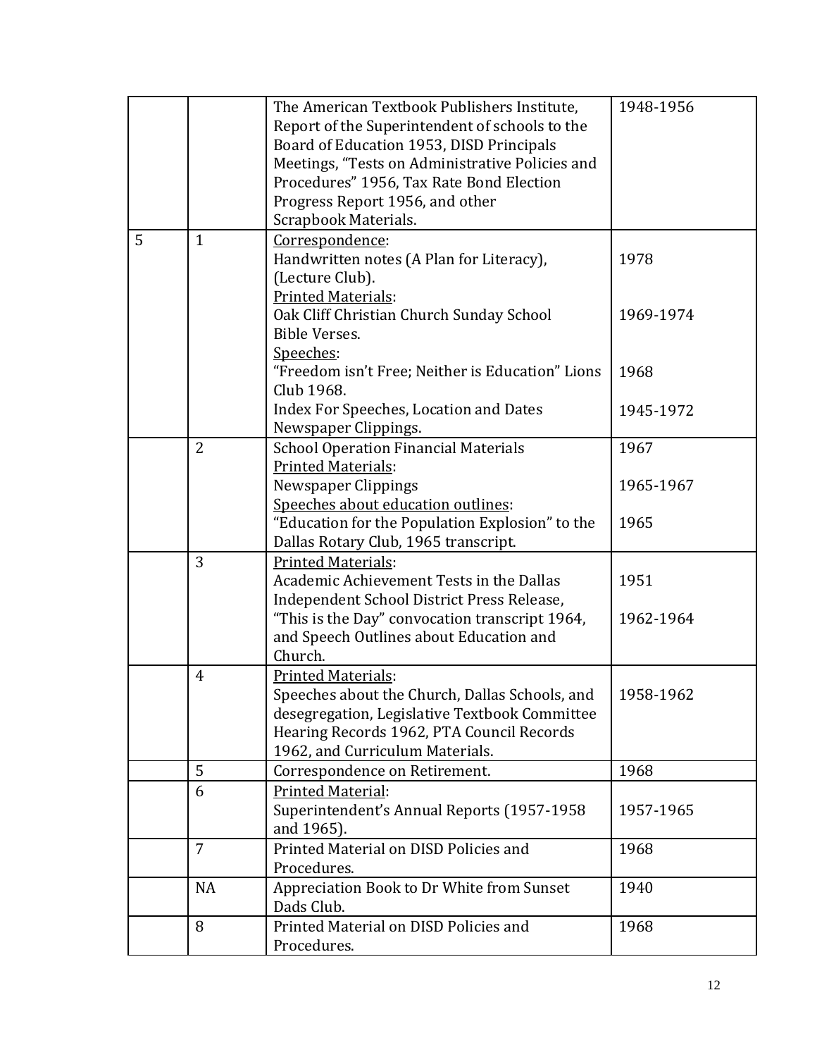| | | | |
|---|---|---|---|
| | | The American Textbook Publishers Institute, Report of the Superintendent of schools to the Board of Education 1953, DISD Principals Meetings, "Tests on Administrative Policies and Procedures" 1956, Tax Rate Bond Election Progress Report 1956, and other Scrapbook Materials. | 1948-1956 |
| 5 | 1 | <u>Correspondence</u>:<br>Handwritten notes (A Plan for Literacy), (Lecture Club).<br><u>Printed Materials</u>:<br>Oak Cliff Christian Church Sunday School Bible Verses.<br><u>Speeches</u>:<br>"Freedom isn't Free; Neither is Education" Lions Club 1968.<br>Index For Speeches, Location and Dates Newspaper Clippings. | 1978<br><br>1969-1974<br><br>1968<br><br>1945-1972 |
| | 2 | School Operation Financial Materials<br><u>Printed Materials</u>:<br>Newspaper Clippings<br><u>Speeches about education outlines</u>:<br>"Education for the Population Explosion" to the Dallas Rotary Club, 1965 transcript. | 1967<br><br>1965-1967<br><br>1965 |
| | 3 | <u>Printed Materials</u>:<br>Academic Achievement Tests in the Dallas Independent School District Press Release, "This is the Day" convocation transcript 1964, and Speech Outlines about Education and Church. | 1951<br><br>1962-1964 |
| | 4 | <u>Printed Materials</u>:<br>Speeches about the Church, Dallas Schools, and desegregation, Legislative Textbook Committee Hearing Records 1962, PTA Council Records 1962, and Curriculum Materials. | 1958-1962 |
| | 5 | Correspondence on Retirement. | 1968 |
| | 6 | <u>Printed Material</u>:<br>Superintendent's Annual Reports (1957-1958 and 1965). | 1957-1965 |
| | 7 | Printed Material on DISD Policies and Procedures. | 1968 |
| | NA | Appreciation Book to Dr White from Sunset Dads Club. | 1940 |
| | 8 | Printed Material on DISD Policies and Procedures. | 1968 |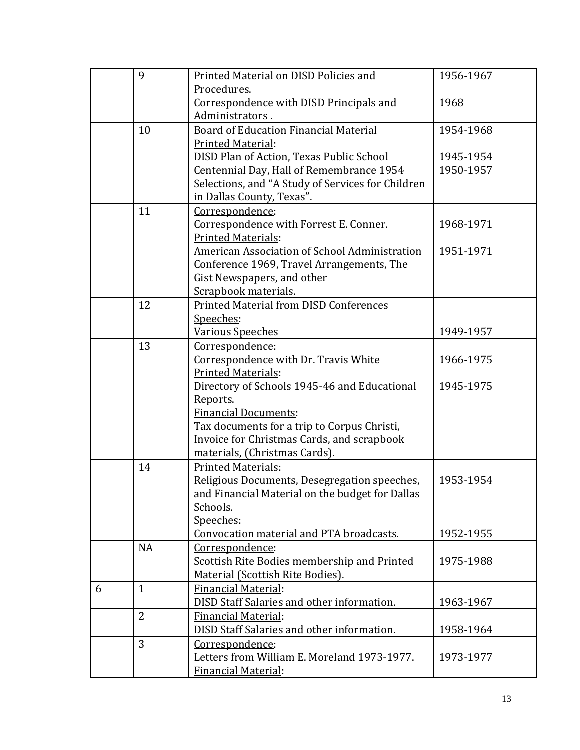| | | | |
|---|---|---|---|
| | 9 | Printed Material on DISD Policies and Procedures.<br>Correspondence with DISD Principals and Administrators . | 1956-1967<br><br>1968 |
| | 10 | Board of Education Financial Material<br><u>Printed Material</u>:<br>DISD Plan of Action, Texas Public School Centennial Day, Hall of Remembrance 1954 Selections, and “A Study of Services for Children in Dallas County, Texas”. | 1954-1968<br><br>1945-1954<br>1950-1957 |
| | 11 | <u>Correspondence</u>:<br>Correspondence with Forrest E. Conner.<br><u>Printed Materials</u>:<br>American Association of School Administration Conference 1969, Travel Arrangements, The Gist Newspapers, and other Scrapbook materials. | <br>1968-1971<br><br>1951-1971 |
| | 12 | <u>Printed Material from DISD Conferences</u><br><u>Speeches</u>:<br>Various Speeches | <br><br>1949-1957 |
| | 13 | <u>Correspondence</u>:<br>Correspondence with Dr. Travis White<br><u>Printed Materials</u>:<br>Directory of Schools 1945-46 and Educational Reports.<br><u>Financial Documents</u>:<br>Tax documents for a trip to Corpus Christi, Invoice for Christmas Cards, and scrapbook materials, (Christmas Cards). | <br>1966-1975<br><br>1945-1975 |
| | 14 | <u>Printed Materials</u>:<br>Religious Documents, Desegregation speeches, and Financial Material on the budget for Dallas Schools.<br><u>Speeches</u>:<br>Convocation material and PTA broadcasts. | <br>1953-1954<br><br><br>1952-1955 |
| | NA | <u>Correspondence</u>:<br>Scottish Rite Bodies membership and Printed Material (Scottish Rite Bodies). | <br>1975-1988 |
| 6 | 1 | <u>Financial Material</u>:<br>DISD Staff Salaries and other information. | <br>1963-1967 |
| | 2 | <u>Financial Material</u>:<br>DISD Staff Salaries and other information. | <br>1958-1964 |
| | 3 | <u>Correspondence</u>:<br>Letters from William E. Moreland 1973-1977.<br><u>Financial Material</u>: | <br>1973-1977 |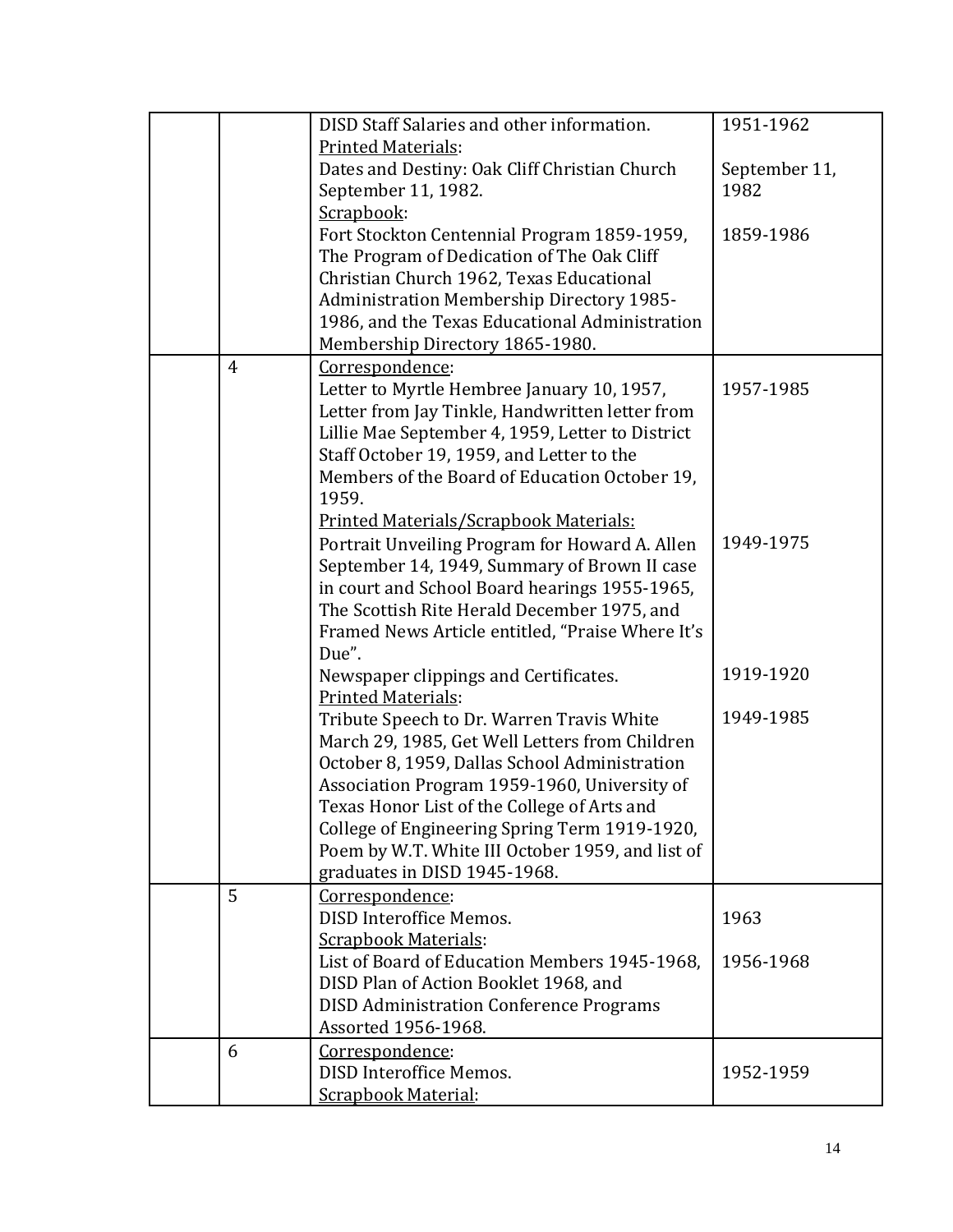| | | | |
|---|---|---|---|
| | | DISD Staff Salaries and other information.<br>Printed Materials:<br>Dates and Destiny: Oak Cliff Christian Church September 11, 1982.<br>Scrapbook:<br>Fort Stockton Centennial Program 1859-1959, The Program of Dedication of The Oak Cliff Christian Church 1962, Texas Educational Administration Membership Directory 1985-1986, and the Texas Educational Administration Membership Directory 1865-1980. | 1951-1962<br><br>September 11, 1982<br><br>1859-1986 |
| | 4 | Correspondence:<br>Letter to Myrtle Hembree January 10, 1957, Letter from Jay Tinkle, Handwritten letter from Lillie Mae September 4, 1959, Letter to District Staff October 19, 1959, and Letter to the Members of the Board of Education October 19, 1959.<br>Printed Materials/Scrapbook Materials:<br>Portrait Unveiling Program for Howard A. Allen September 14, 1949, Summary of Brown II case in court and School Board hearings 1955-1965, The Scottish Rite Herald December 1975, and Framed News Article entitled, "Praise Where It's Due".<br>Newspaper clippings and Certificates.<br>Printed Materials:<br>Tribute Speech to Dr. Warren Travis White March 29, 1985, Get Well Letters from Children October 8, 1959, Dallas School Administration Association Program 1959-1960, University of Texas Honor List of the College of Arts and College of Engineering Spring Term 1919-1920, Poem by W.T. White III October 1959, and list of graduates in DISD 1945-1968. | 1957-1985<br><br>1949-1975<br><br>1919-1920<br><br>1949-1985 |
| | 5 | Correspondence:<br>DISD Interoffice Memos.<br>Scrapbook Materials:<br>List of Board of Education Members 1945-1968, DISD Plan of Action Booklet 1968, and DISD Administration Conference Programs Assorted 1956-1968. | 1963<br><br>1956-1968 |
| | 6 | Correspondence:<br>DISD Interoffice Memos.<br>Scrapbook Material: | 1952-1959 |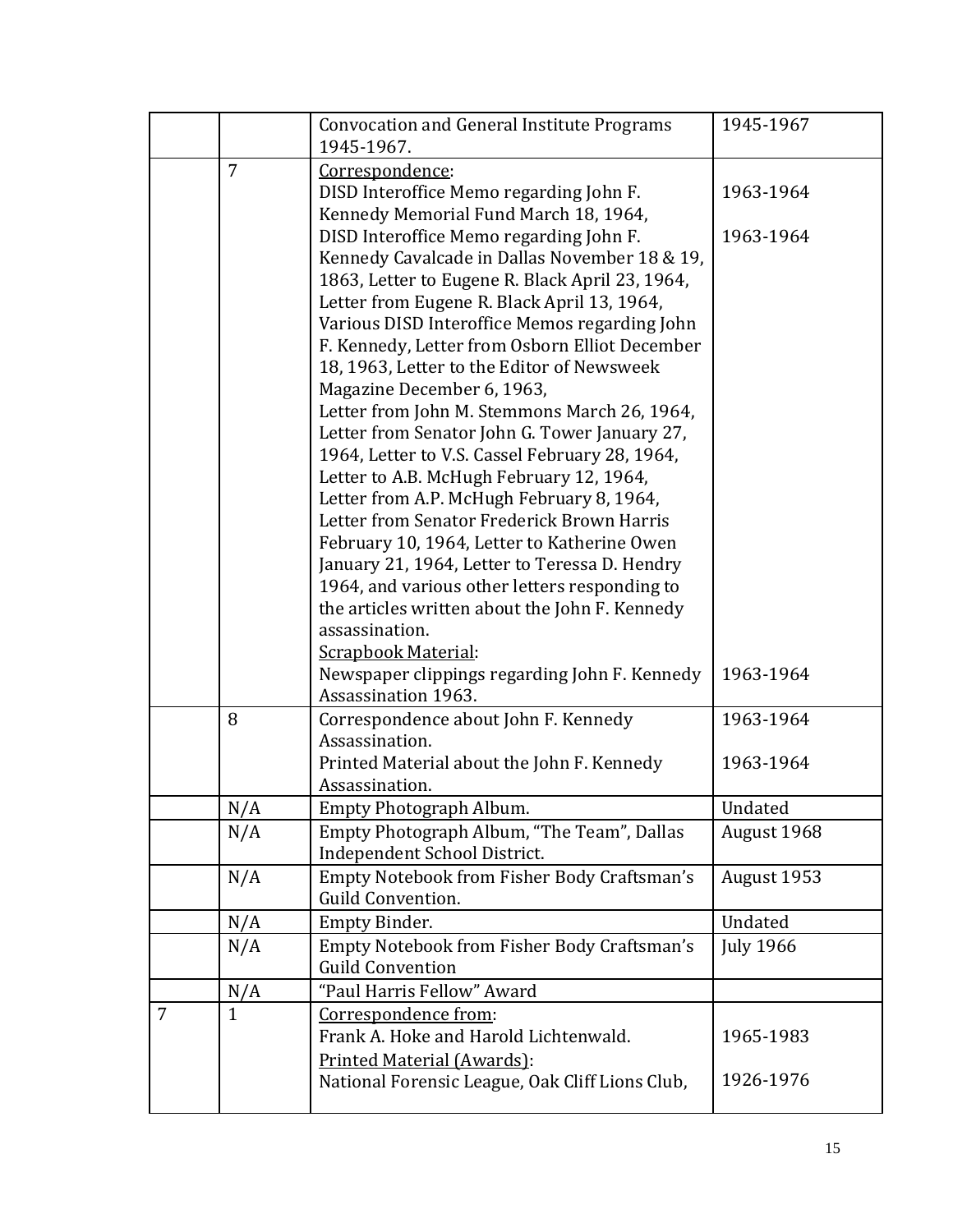| | | | |
|---|---|---|---|
| | | Convocation and General Institute Programs 1945-1967. | 1945-1967 |
| | 7 | Correspondence:<br>DISD Interoffice Memo regarding John F. Kennedy Memorial Fund March 18, 1964,<br>DISD Interoffice Memo regarding John F. Kennedy Cavalcade in Dallas November 18 & 19, 1863, Letter to Eugene R. Black April 23, 1964, Letter from Eugene R. Black April 13, 1964, Various DISD Interoffice Memos regarding John F. Kennedy, Letter from Osborn Elliot December 18, 1963, Letter to the Editor of Newsweek Magazine December 6, 1963,<br>Letter from John M. Stemmons March 26, 1964, Letter from Senator John G. Tower January 27, 1964, Letter to V.S. Cassel February 28, 1964, Letter to A.B. McHugh February 12, 1964, Letter from A.P. McHugh February 8, 1964, Letter from Senator Frederick Brown Harris February 10, 1964, Letter to Katherine Owen January 21, 1964, Letter to Teressa D. Hendry 1964, and various other letters responding to the articles written about the John F. Kennedy assassination.<br>Scrapbook Material:<br>Newspaper clippings regarding John F. Kennedy Assassination 1963. | <br>1963-1964<br><br>1963-1964<br><br><br><br><br><br><br><br><br><br><br><br><br><br><br><br><br>1963-1964 |
| | 8 | Correspondence about John F. Kennedy Assassination.<br>Printed Material about the John F. Kennedy Assassination. | 1963-1964<br><br>1963-1964 |
| | N/A | Empty Photograph Album. | Undated |
| | N/A | Empty Photograph Album, "The Team", Dallas Independent School District. | August 1968 |
| | N/A | Empty Notebook from Fisher Body Craftsman's Guild Convention. | August 1953 |
| | N/A | Empty Binder. | Undated |
| | N/A | Empty Notebook from Fisher Body Craftsman's Guild Convention | July 1966 |
| | N/A | "Paul Harris Fellow" Award | |
| 7 | 1 | Correspondence from:<br>Frank A. Hoke and Harold Lichtenwald.<br>Printed Material (Awards):<br>National Forensic League, Oak Cliff Lions Club, | <br>1965-1983<br><br>1926-1976 |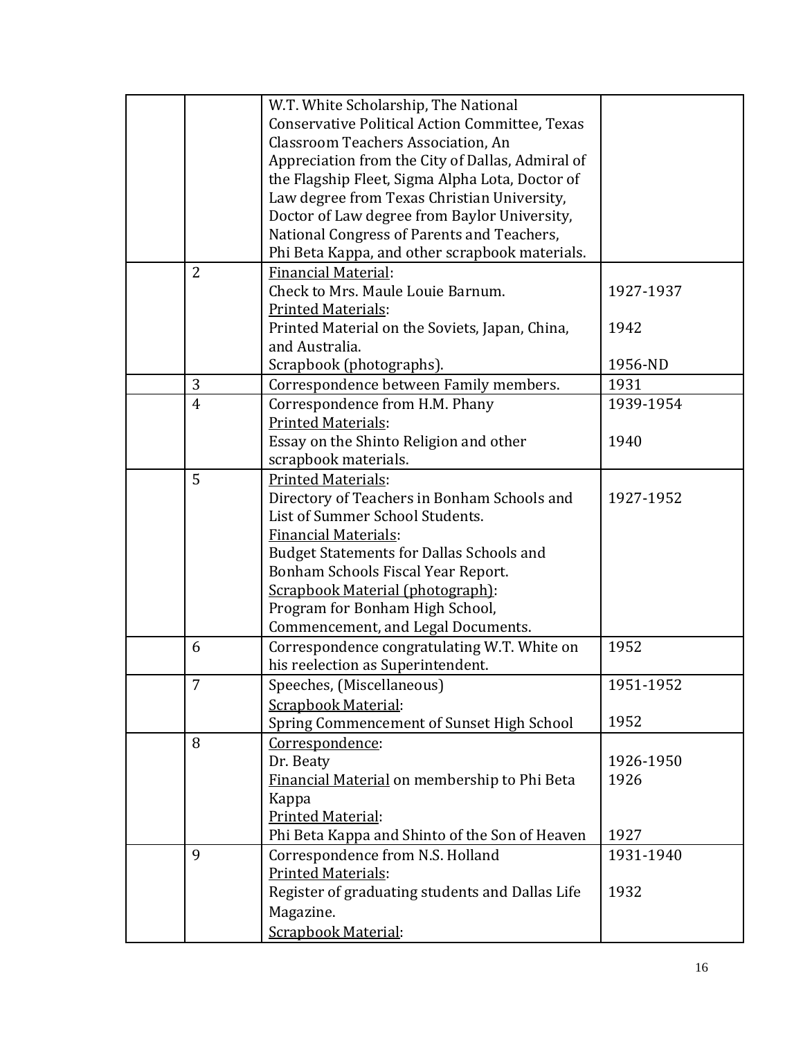| | | | |
|---|---|---|---|
| | | W.T. White Scholarship, The National Conservative Political Action Committee, Texas Classroom Teachers Association, An Appreciation from the City of Dallas, Admiral of the Flagship Fleet, Sigma Alpha Lota, Doctor of Law degree from Texas Christian University, Doctor of Law degree from Baylor University, National Congress of Parents and Teachers, Phi Beta Kappa, and other scrapbook materials. | |
| | 2 | Financial Material:<br>Check to Mrs. Maule Louie Barnum.<br>Printed Materials:<br>Printed Material on the Soviets, Japan, China, and Australia.<br>Scrapbook (photographs). | <br>1927-1937<br><br>1942<br><br>1956-ND |
| | 3 | Correspondence between Family members. | 1931 |
| | 4 | Correspondence from H.M. Phany<br>Printed Materials:<br>Essay on the Shinto Religion and other scrapbook materials. | 1939-1954<br><br>1940 |
| | 5 | Printed Materials:<br>Directory of Teachers in Bonham Schools and List of Summer School Students.<br>Financial Materials:<br>Budget Statements for Dallas Schools and Bonham Schools Fiscal Year Report.<br>Scrapbook Material (photograph):<br>Program for Bonham High School, Commencement, and Legal Documents. | <br>1927-1952 |
| | 6 | Correspondence congratulating W.T. White on his reelection as Superintendent. | 1952 |
| | 7 | Speeches, (Miscellaneous)<br>Scrapbook Material:<br>Spring Commencement of Sunset High School | 1951-1952<br><br>1952 |
| | 8 | Correspondence:<br>Dr. Beaty<br>Financial Material on membership to Phi Beta Kappa<br>Printed Material:<br>Phi Beta Kappa and Shinto of the Son of Heaven | <br>1926-1950<br>1926<br><br><br>1927 |
| | 9 | Correspondence from N.S. Holland<br>Printed Materials:<br>Register of graduating students and Dallas Life Magazine.<br>Scrapbook Material: | 1931-1940<br><br>1932 |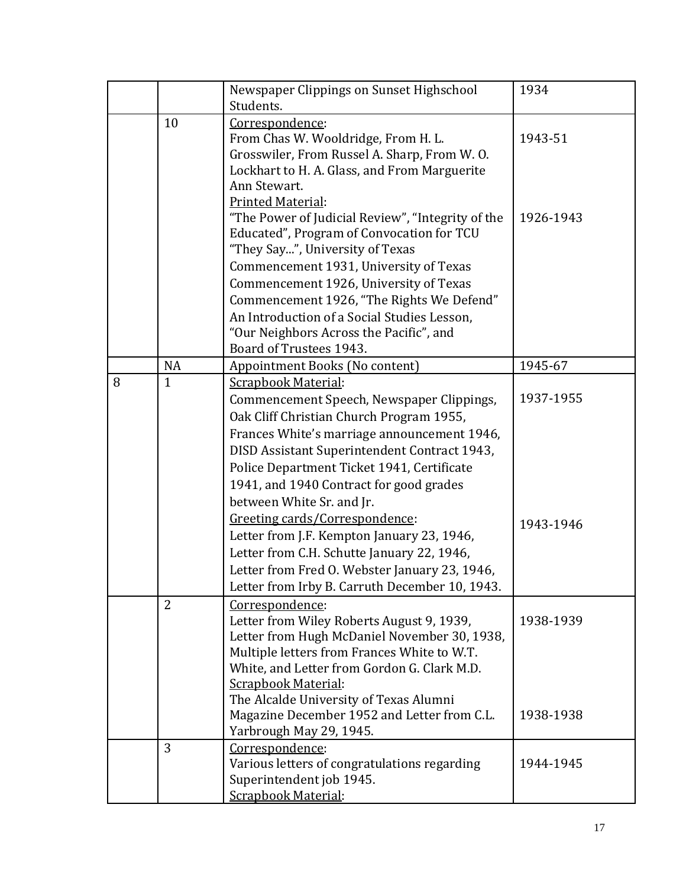| | | | |
|---|---|---|---|
| | | Newspaper Clippings on Sunset Highschool Students. | 1934 |
| | 10 | Correspondence:<br>From Chas W. Wooldridge, From H. L. Grosswiler, From Russel A. Sharp, From W. O. Lockhart to H. A. Glass, and From Marguerite Ann Stewart.<br>Printed Material:<br>"The Power of Judicial Review", "Integrity of the Educated", Program of Convocation for TCU "They Say...", University of Texas Commencement 1931, University of Texas Commencement 1926, University of Texas Commencement 1926, "The Rights We Defend" An Introduction of a Social Studies Lesson, "Our Neighbors Across the Pacific", and Board of Trustees 1943. | 1943-51<br><br><br><br><br>1926-1943 |
| | NA | Appointment Books (No content) | 1945-67 |
| 8 | 1 | Scrapbook Material:<br>Commencement Speech, Newspaper Clippings, Oak Cliff Christian Church Program 1955, Frances White's marriage announcement 1946, DISD Assistant Superintendent Contract 1943, Police Department Ticket 1941, Certificate 1941, and 1940 Contract for good grades between White Sr. and Jr.<br>Greeting cards/Correspondence:<br>Letter from J.F. Kempton January 23, 1946, Letter from C.H. Schutte January 22, 1946, Letter from Fred O. Webster January 23, 1946, Letter from Irby B. Carruth December 10, 1943. | 1937-1955<br><br><br><br><br><br><br>1943-1946 |
| | 2 | Correspondence:<br>Letter from Wiley Roberts August 9, 1939, Letter from Hugh McDaniel November 30, 1938, Multiple letters from Frances White to W.T. White, and Letter from Gordon G. Clark M.D.<br>Scrapbook Material:<br>The Alcalde University of Texas Alumni Magazine December 1952 and Letter from C.L. Yarbrough May 29, 1945. | 1938-1939<br><br><br><br><br>1938-1938 |
| | 3 | Correspondence:<br>Various letters of congratulations regarding Superintendent job 1945.<br>Scrapbook Material: | 1944-1945 |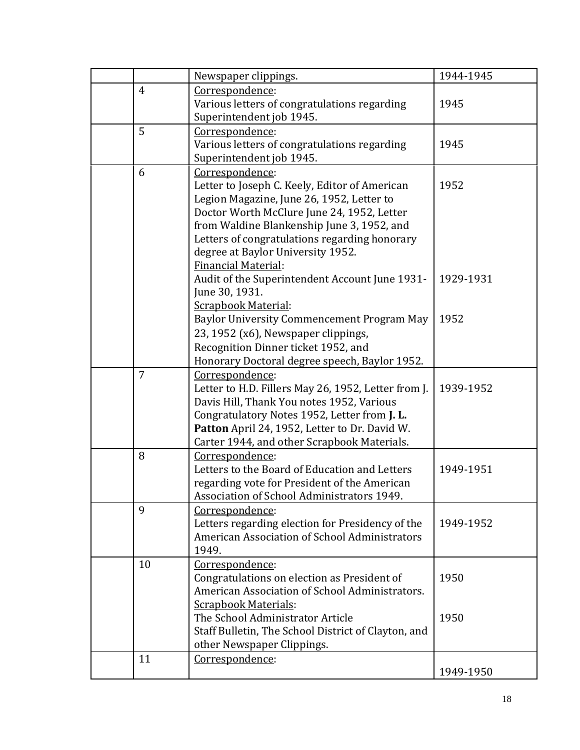| | | | |
|---|---|---|---|
| | | Newspaper clippings. | 1944-1945 |
| | 4 | Correspondence:<br>Various letters of congratulations regarding Superintendent job 1945. | 1945 |
| | 5 | Correspondence:<br>Various letters of congratulations regarding Superintendent job 1945. | 1945 |
| | 6 | Correspondence:<br>Letter to Joseph C. Keely, Editor of American Legion Magazine, June 26, 1952, Letter to Doctor Worth McClure June 24, 1952, Letter from Waldine Blankenship June 3, 1952, and Letters of congratulations regarding honorary degree at Baylor University 1952.<br>Financial Material:<br>Audit of the Superintendent Account June 1931-June 30, 1931.<br>Scrapbook Material:<br>Baylor University Commencement Program May 23, 1952 (x6), Newspaper clippings, Recognition Dinner ticket 1952, and Honorary Doctoral degree speech, Baylor 1952. | 1952<br><br>1929-1931<br><br>1952 |
| | 7 | Correspondence:<br>Letter to H.D. Fillers May 26, 1952, Letter from J. Davis Hill, Thank You notes 1952, Various Congratulatory Notes 1952, Letter from **J. L. Patton** April 24, 1952, Letter to Dr. David W. Carter 1944, and other Scrapbook Materials. | 1939-1952 |
| | 8 | Correspondence:<br>Letters to the Board of Education and Letters regarding vote for President of the American Association of School Administrators 1949. | 1949-1951 |
| | 9 | Correspondence:<br>Letters regarding election for Presidency of the American Association of School Administrators 1949. | 1949-1952 |
| | 10 | Correspondence:<br>Congratulations on election as President of American Association of School Administrators.<br>Scrapbook Materials:<br>The School Administrator Article<br>Staff Bulletin, The School District of Clayton, and other Newspaper Clippings. | 1950<br><br>1950 |
| | 11 | Correspondence: | 1949-1950 |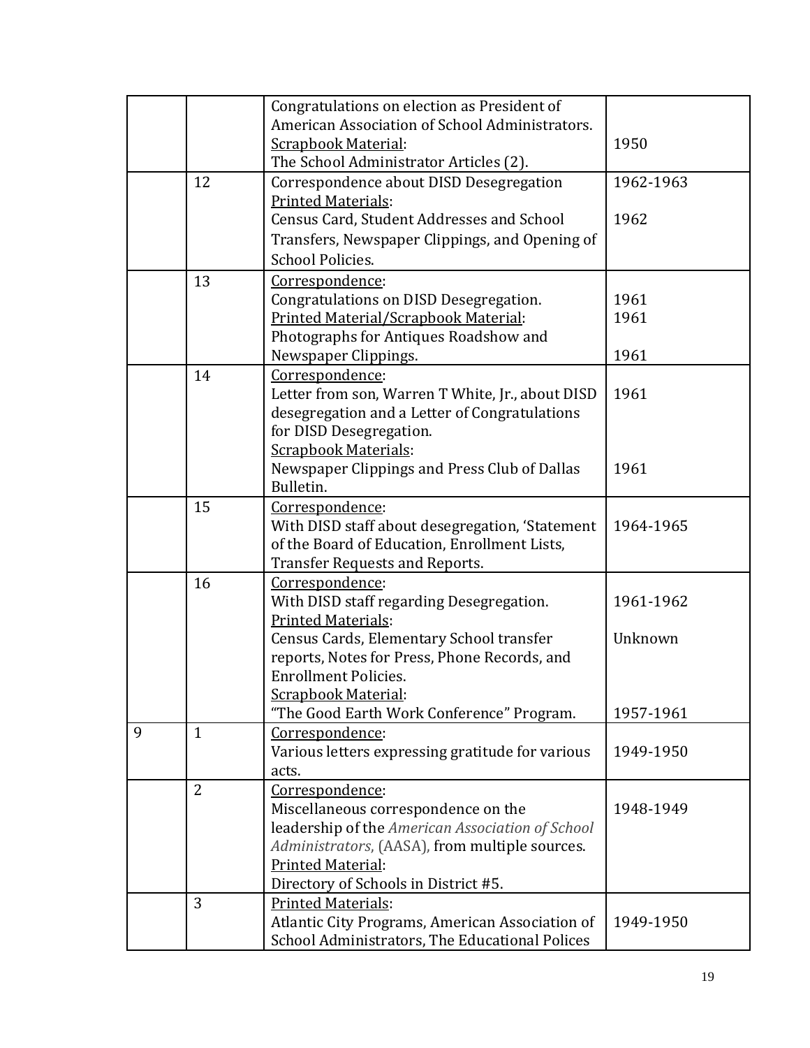| | | | |
|---|---|---|---|
| | | Congratulations on election as President of American Association of School Administrators.<br>Scrapbook Material:<br>The School Administrator Articles (2). | 1950 |
| | 12 | Correspondence about DISD Desegregation<br>Printed Materials:<br>Census Card, Student Addresses and School Transfers, Newspaper Clippings, and Opening of School Policies. | 1962-1963<br><br>1962 |
| | 13 | Correspondence:<br>Congratulations on DISD Desegregation.<br>Printed Material/Scrapbook Material:<br>Photographs for Antiques Roadshow and Newspaper Clippings. | <br>1961<br>1961<br><br>1961 |
| | 14 | Correspondence:<br>Letter from son, Warren T White, Jr., about DISD desegregation and a Letter of Congratulations for DISD Desegregation.<br>Scrapbook Materials:<br>Newspaper Clippings and Press Club of Dallas Bulletin. | <br>1961<br><br><br><br>1961 |
| | 15 | Correspondence:<br>With DISD staff about desegregation, 'Statement of the Board of Education, Enrollment Lists, Transfer Requests and Reports. | <br>1964-1965 |
| | 16 | Correspondence:<br>With DISD staff regarding Desegregation.<br>Printed Materials:<br>Census Cards, Elementary School transfer reports, Notes for Press, Phone Records, and Enrollment Policies.<br>Scrapbook Material:<br>"The Good Earth Work Conference" Program. | <br>1961-1962<br><br>Unknown<br><br><br><br>1957-1961 |
| 9 | 1 | Correspondence:<br>Various letters expressing gratitude for various acts. | <br>1949-1950 |
| | 2 | Correspondence:<br>Miscellaneous correspondence on the leadership of the *American Association of School Administrators*, (AASA), from multiple sources.<br>Printed Material:<br>Directory of Schools in District #5. | <br>1948-1949 |
| | 3 | Printed Materials:<br>Atlantic City Programs, American Association of School Administrators, The Educational Polices | <br>1949-1950 |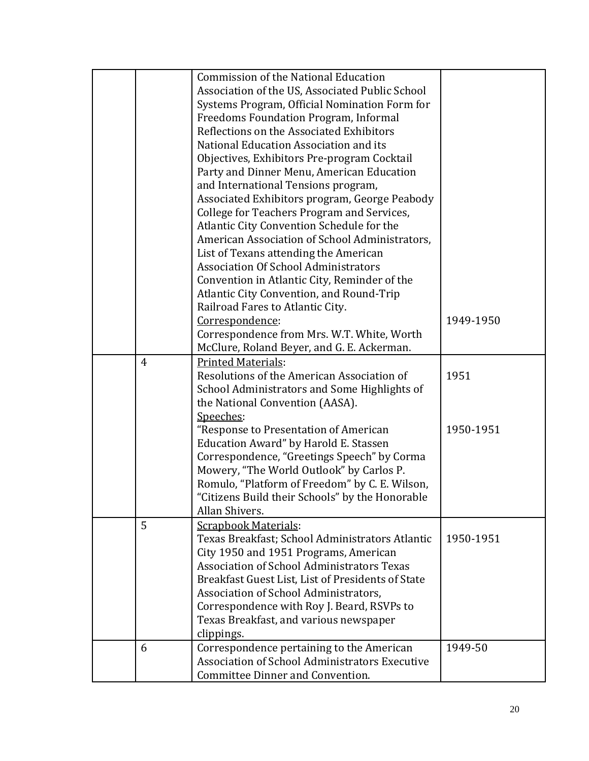|  |  |  |  |
|---|---|---|---|
|  |  | Commission of the National Education Association of the US, Associated Public School Systems Program, Official Nomination Form for Freedoms Foundation Program, Informal Reflections on the Associated Exhibitors National Education Association and its Objectives, Exhibitors Pre-program Cocktail Party and Dinner Menu, American Education and International Tensions program, Associated Exhibitors program, George Peabody College for Teachers Program and Services, Atlantic City Convention Schedule for the American Association of School Administrators, List of Texans attending the American Association Of School Administrators Convention in Atlantic City, Reminder of the Atlantic City Convention, and Round-Trip Railroad Fares to Atlantic City.<br><u>Correspondence</u>:<br>Correspondence from Mrs. W.T. White, Worth McClure, Roland Beyer, and G. E. Ackerman. | <br><br><br><br><br><br><br><br><br><br><br><br><br><br><br><br><br>1949-1950 |
|  | 4 | <u>Printed Materials</u>:<br>Resolutions of the American Association of School Administrators and Some Highlights of the National Convention (AASA).<br><u>Speeches</u>:<br>"Response to Presentation of American Education Award" by Harold E. Stassen Correspondence, "Greetings Speech" by Corma Mowery, "The World Outlook" by Carlos P. Romulo, "Platform of Freedom" by C. E. Wilson, "Citizens Build their Schools" by the Honorable Allan Shivers. | <br>1951<br><br><br><br>1950-1951 |
|  | 5 | <u>Scrapbook Materials</u>:<br>Texas Breakfast; School Administrators Atlantic City 1950 and 1951 Programs, American Association of School Administrators Texas Breakfast Guest List, List of Presidents of State Association of School Administrators, Correspondence with Roy J. Beard, RSVPs to Texas Breakfast, and various newspaper clippings. | <br>1950-1951 |
|  | 6 | Correspondence pertaining to the American Association of School Administrators Executive Committee Dinner and Convention. | 1949-50 |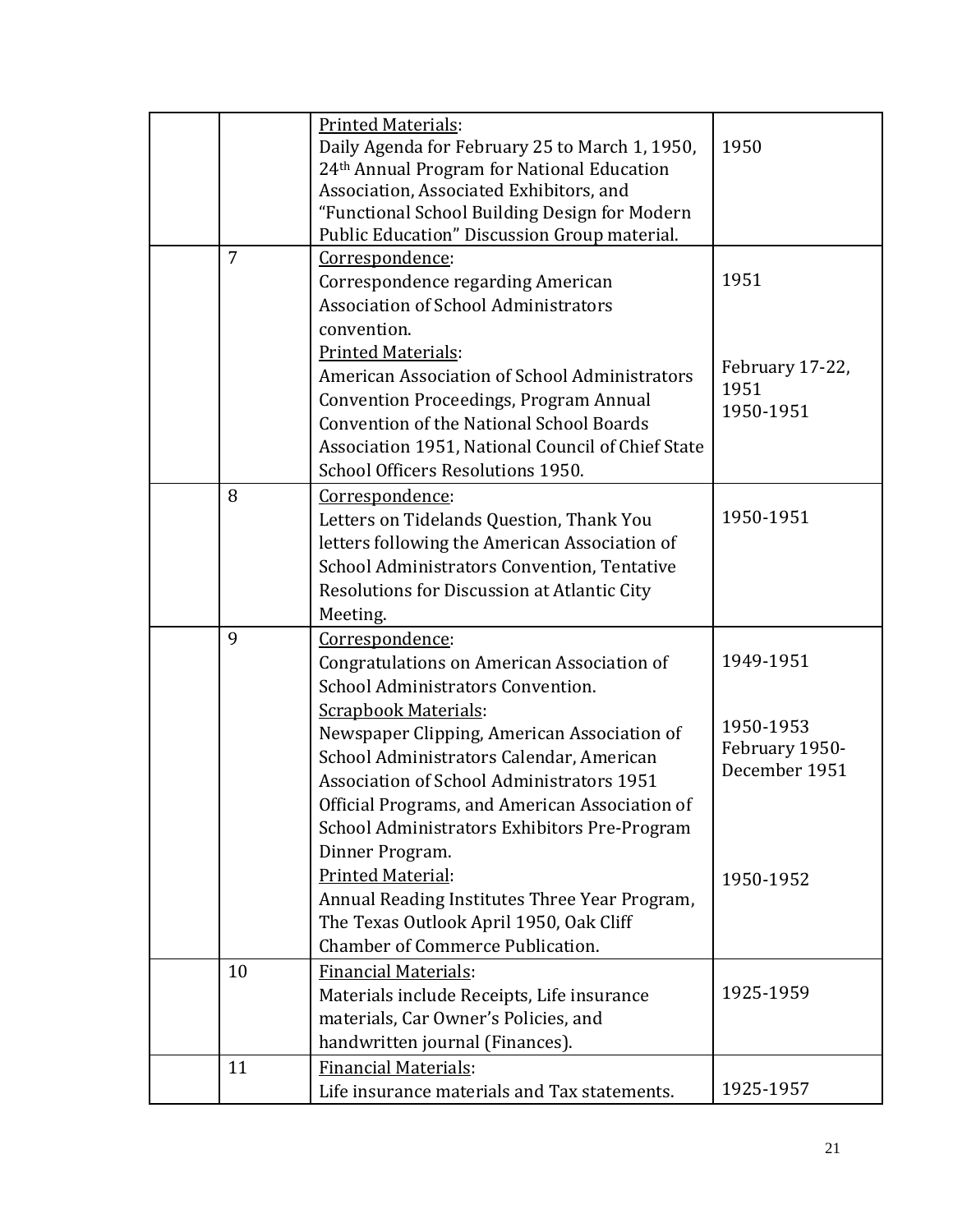| | | | |
|---|---|---|---|
| | | Printed Materials: Daily Agenda for February 25 to March 1, 1950, 24th Annual Program for National Education Association, Associated Exhibitors, and "Functional School Building Design for Modern Public Education" Discussion Group material. | 1950 |
| | 7 | Correspondence: Correspondence regarding American Association of School Administrators convention.<br>Printed Materials: American Association of School Administrators Convention Proceedings, Program Annual Convention of the National School Boards Association 1951, National Council of Chief State School Officers Resolutions 1950. | 1951<br><br>February 17-22, 1951<br>1950-1951 |
| | 8 | Correspondence: Letters on Tidelands Question, Thank You letters following the American Association of School Administrators Convention, Tentative Resolutions for Discussion at Atlantic City Meeting. | 1950-1951 |
| | 9 | Correspondence: Congratulations on American Association of School Administrators Convention.<br>Scrapbook Materials: Newspaper Clipping, American Association of School Administrators Calendar, American Association of School Administrators 1951 Official Programs, and American Association of School Administrators Exhibitors Pre-Program Dinner Program.<br>Printed Material: Annual Reading Institutes Three Year Program, The Texas Outlook April 1950, Oak Cliff Chamber of Commerce Publication. | 1949-1951<br><br>1950-1953<br>February 1950-December 1951<br><br>1950-1952 |
| | 10 | Financial Materials: Materials include Receipts, Life insurance materials, Car Owner's Policies, and handwritten journal (Finances). | 1925-1959 |
| | 11 | Financial Materials: Life insurance materials and Tax statements. | 1925-1957 |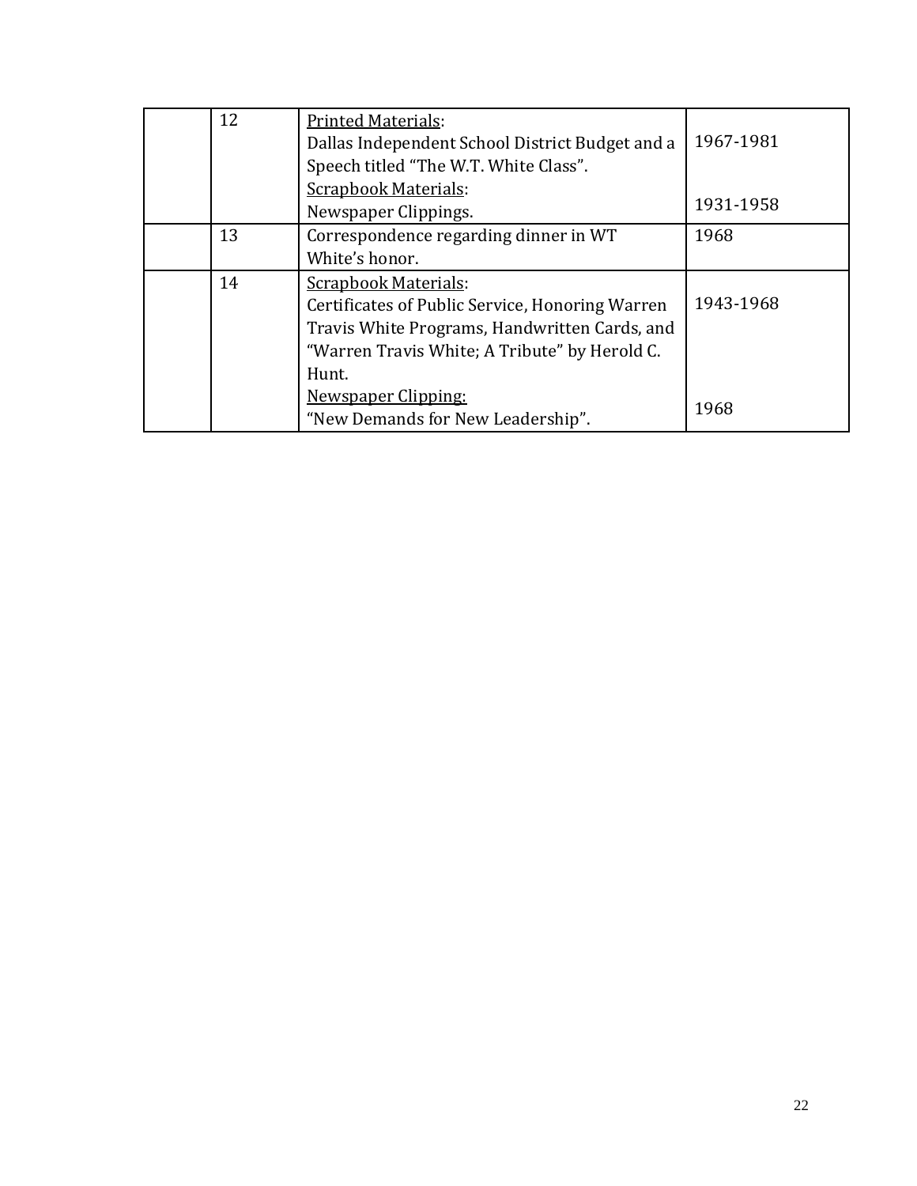| | | | |
|---|---|---|---|
| | 12 | <u>Printed Materials</u>:<br>Dallas Independent School District Budget and a Speech titled “The W.T. White Class”.<br><u>Scrapbook Materials</u>:<br>Newspaper Clippings. | 1967-1981<br><br>1931-1958 |
| | 13 | Correspondence regarding dinner in WT White’s honor. | 1968 |
| | 14 | <u>Scrapbook Materials</u>:<br>Certificates of Public Service, Honoring Warren Travis White Programs, Handwritten Cards, and “Warren Travis White; A Tribute” by Herold C. Hunt.<br><u>Newspaper Clipping:</u><br>“New Demands for New Leadership”. | 1943-1968<br><br>1968 |